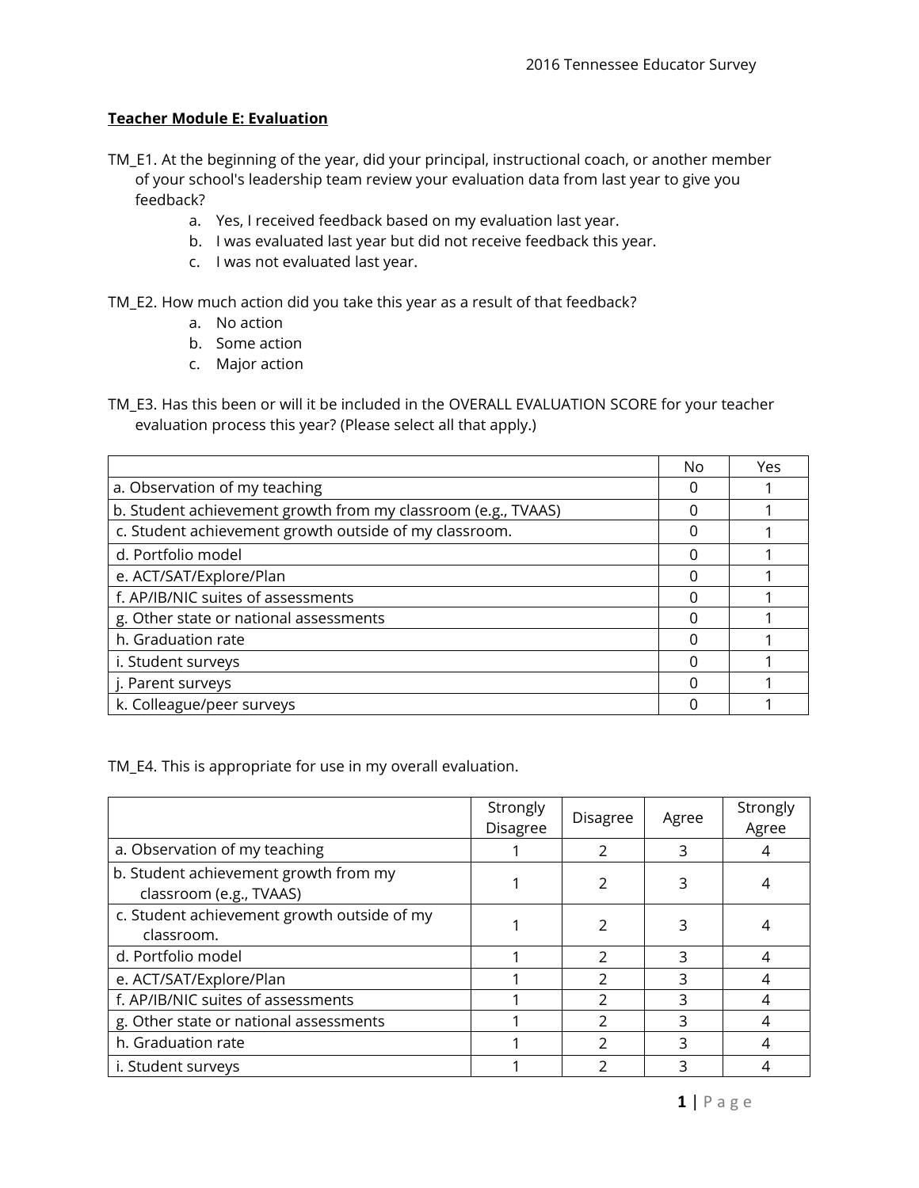**Teacher Module E: Evaluation**

TM_E1. At the beginning of the year, did your principal, instructional coach, or another member of your school's leadership team review your evaluation data from last year to give you feedback?

a. Yes, I received feedback based on my evaluation last year.
b. I was evaluated last year but did not receive feedback this year.
c. I was not evaluated last year.

TM_E2. How much action did you take this year as a result of that feedback?

a. No action
b. Some action
c. Major action

TM_E3. Has this been or will it be included in the OVERALL EVALUATION SCORE for your teacher evaluation process this year? (Please select all that apply.)

| | No | Yes |
|---|---|---|
| a. Observation of my teaching | 0 | 1 |
| b. Student achievement growth from my classroom (e.g., TVAAS) | 0 | 1 |
| c. Student achievement growth outside of my classroom. | 0 | 1 |
| d. Portfolio model | 0 | 1 |
| e. ACT/SAT/Explore/Plan | 0 | 1 |
| f. AP/IB/NIC suites of assessments | 0 | 1 |
| g. Other state or national assessments | 0 | 1 |
| h. Graduation rate | 0 | 1 |
| i. Student surveys | 0 | 1 |
| j. Parent surveys | 0 | 1 |
| k. Colleague/peer surveys | 0 | 1 |

TM_E4. This is appropriate for use in my overall evaluation.

| | Strongly Disagree | Disagree | Agree | Strongly Agree |
|---|---|---|---|---|
| a. Observation of my teaching | 1 | 2 | 3 | 4 |
| b. Student achievement growth from my classroom (e.g., TVAAS) | 1 | 2 | 3 | 4 |
| c. Student achievement growth outside of my classroom. | 1 | 2 | 3 | 4 |
| d. Portfolio model | 1 | 2 | 3 | 4 |
| e. ACT/SAT/Explore/Plan | 1 | 2 | 3 | 4 |
| f. AP/IB/NIC suites of assessments | 1 | 2 | 3 | 4 |
| g. Other state or national assessments | 1 | 2 | 3 | 4 |
| h. Graduation rate | 1 | 2 | 3 | 4 |
| i. Student surveys | 1 | 2 | 3 | 4 |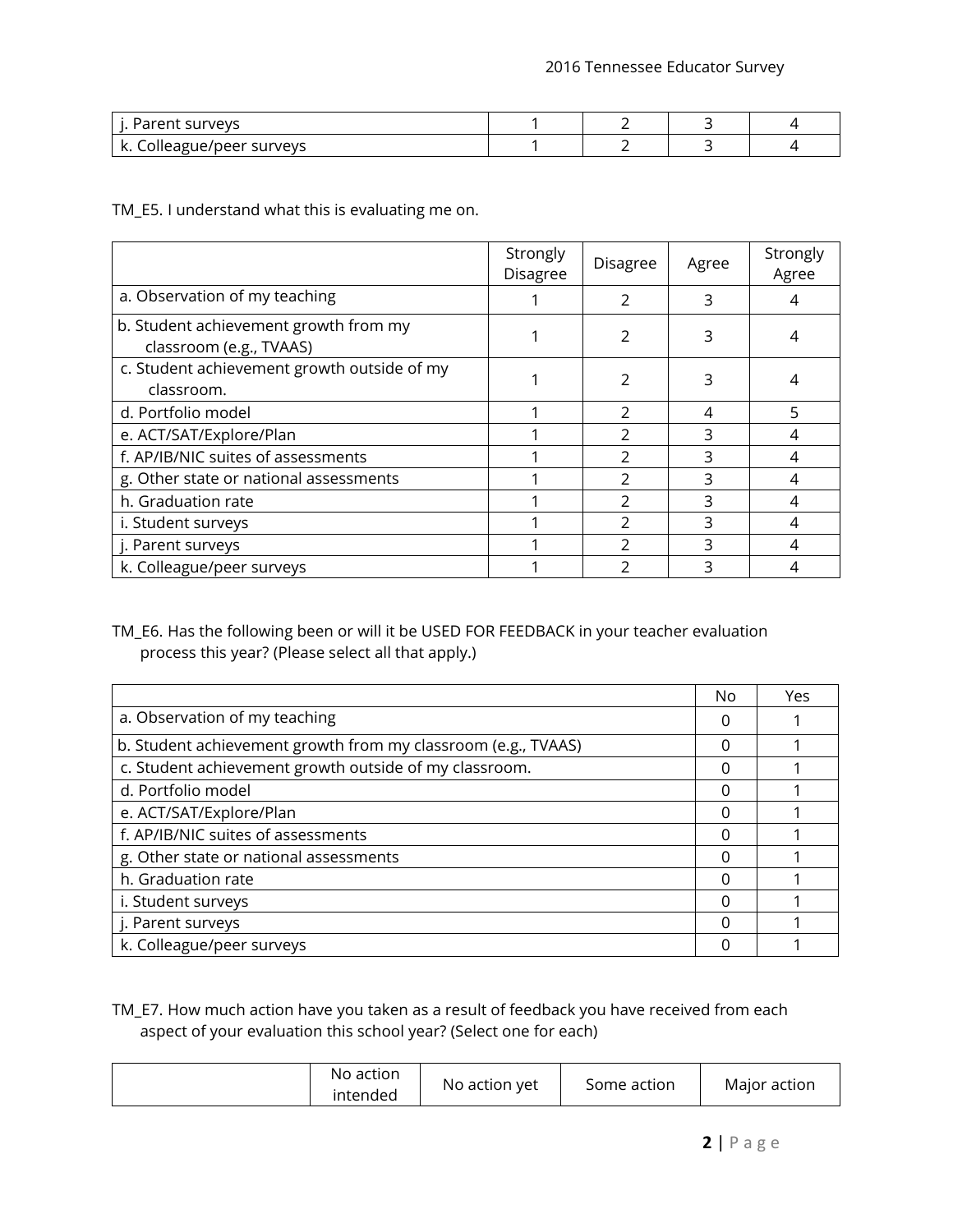| | | | | |
|---|---|---|---|---|
| j. Parent surveys | 1 | 2 | 3 | 4 |
| k. Colleague/peer surveys | 1 | 2 | 3 | 4 |

TM_E5. I understand what this is evaluating me on.

| | Strongly Disagree | Disagree | Agree | Strongly Agree |
|---|---|---|---|---|
| a. Observation of my teaching | 1 | 2 | 3 | 4 |
| b. Student achievement growth from my classroom (e.g., TVAAS) | 1 | 2 | 3 | 4 |
| c. Student achievement growth outside of my classroom. | 1 | 2 | 3 | 4 |
| d. Portfolio model | 1 | 2 | 4 | 5 |
| e. ACT/SAT/Explore/Plan | 1 | 2 | 3 | 4 |
| f. AP/IB/NIC suites of assessments | 1 | 2 | 3 | 4 |
| g. Other state or national assessments | 1 | 2 | 3 | 4 |
| h. Graduation rate | 1 | 2 | 3 | 4 |
| i. Student surveys | 1 | 2 | 3 | 4 |
| j. Parent surveys | 1 | 2 | 3 | 4 |
| k. Colleague/peer surveys | 1 | 2 | 3 | 4 |

TM_E6. Has the following been or will it be USED FOR FEEDBACK in your teacher evaluation process this year? (Please select all that apply.)

| | No | Yes |
|---|---|---|
| a. Observation of my teaching | 0 | 1 |
| b. Student achievement growth from my classroom (e.g., TVAAS) | 0 | 1 |
| c. Student achievement growth outside of my classroom. | 0 | 1 |
| d. Portfolio model | 0 | 1 |
| e. ACT/SAT/Explore/Plan | 0 | 1 |
| f. AP/IB/NIC suites of assessments | 0 | 1 |
| g. Other state or national assessments | 0 | 1 |
| h. Graduation rate | 0 | 1 |
| i. Student surveys | 0 | 1 |
| j. Parent surveys | 0 | 1 |
| k. Colleague/peer surveys | 0 | 1 |

TM_E7. How much action have you taken as a result of feedback you have received from each aspect of your evaluation this school year? (Select one for each)

| | No action intended | No action yet | Some action | Major action |
|---|---|---|---|---|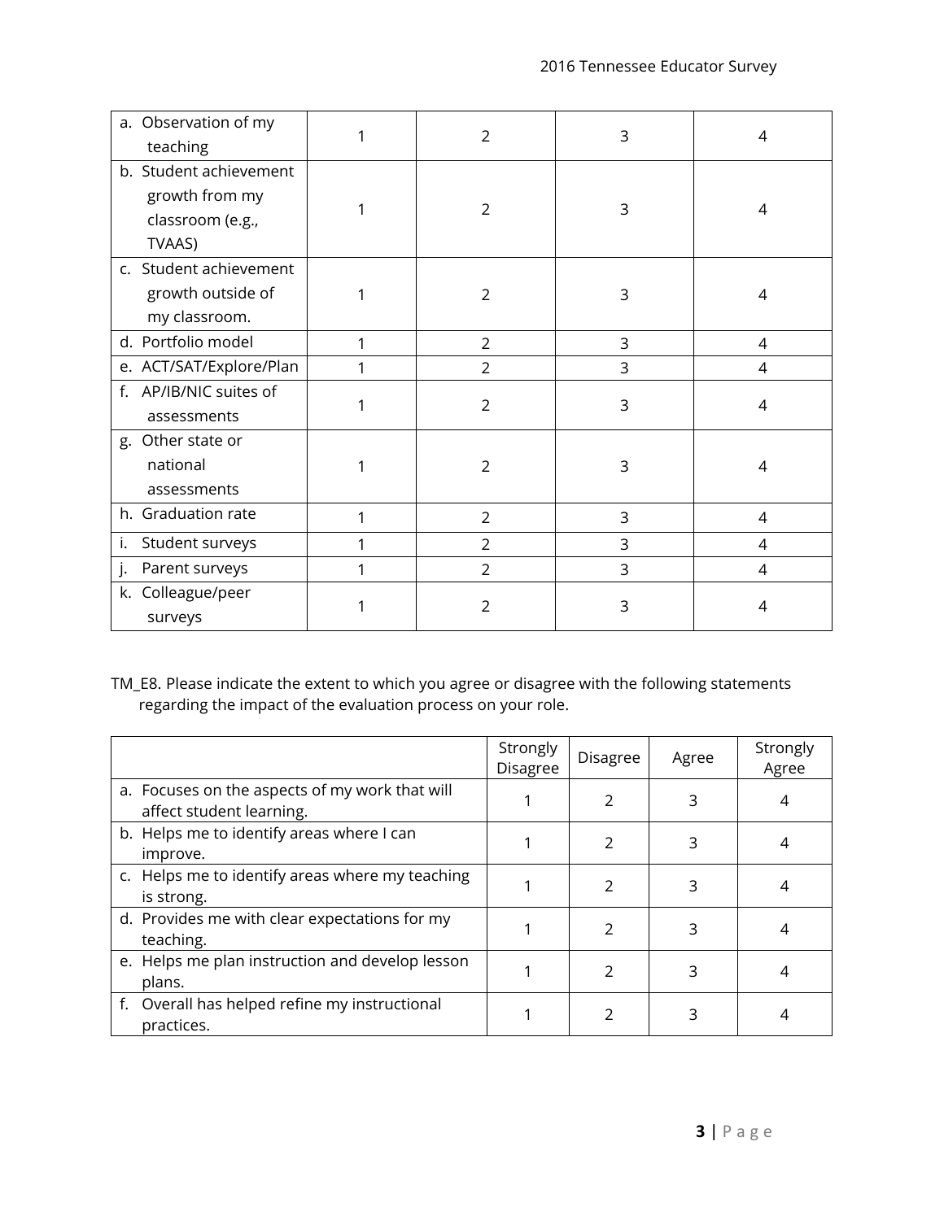| | | | | |
|---|---|---|---|---|
| a. Observation of my teaching | 1 | 2 | 3 | 4 |
| b. Student achievement growth from my classroom (e.g., TVAAS) | 1 | 2 | 3 | 4 |
| c. Student achievement growth outside of my classroom. | 1 | 2 | 3 | 4 |
| d. Portfolio model | 1 | 2 | 3 | 4 |
| e. ACT/SAT/Explore/Plan | 1 | 2 | 3 | 4 |
| f. AP/IB/NIC suites of assessments | 1 | 2 | 3 | 4 |
| g. Other state or national assessments | 1 | 2 | 3 | 4 |
| h. Graduation rate | 1 | 2 | 3 | 4 |
| i. Student surveys | 1 | 2 | 3 | 4 |
| j. Parent surveys | 1 | 2 | 3 | 4 |
| k. Colleague/peer surveys | 1 | 2 | 3 | 4 |

TM_E8. Please indicate the extent to which you agree or disagree with the following statements regarding the impact of the evaluation process on your role.

| | Strongly Disagree | Disagree | Agree | Strongly Agree |
|---|---|---|---|---|
| a. Focuses on the aspects of my work that will affect student learning. | 1 | 2 | 3 | 4 |
| b. Helps me to identify areas where I can improve. | 1 | 2 | 3 | 4 |
| c. Helps me to identify areas where my teaching is strong. | 1 | 2 | 3 | 4 |
| d. Provides me with clear expectations for my teaching. | 1 | 2 | 3 | 4 |
| e. Helps me plan instruction and develop lesson plans. | 1 | 2 | 3 | 4 |
| f. Overall has helped refine my instructional practices. | 1 | 2 | 3 | 4 |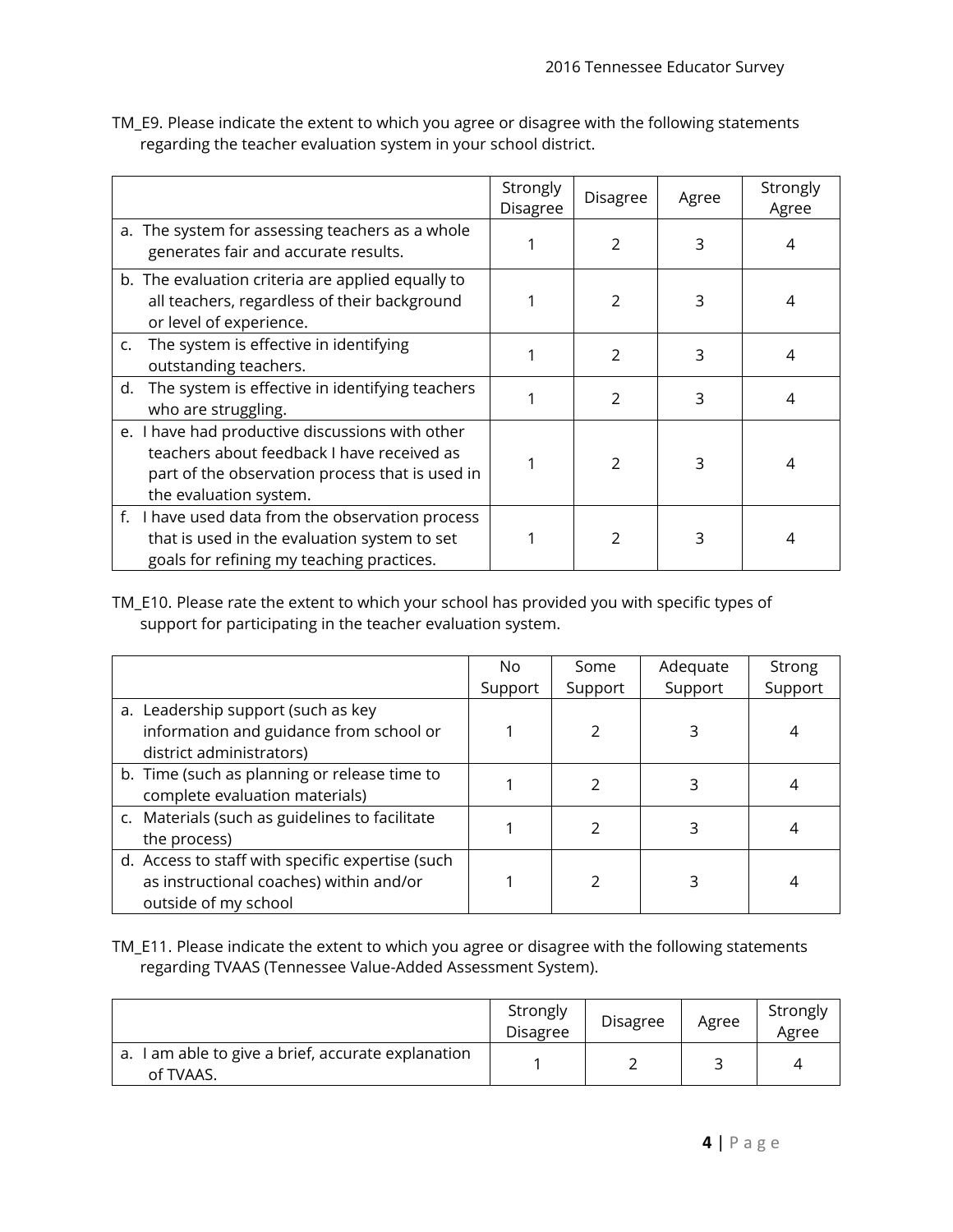TM_E9. Please indicate the extent to which you agree or disagree with the following statements regarding the teacher evaluation system in your school district.

| | Strongly Disagree | Disagree | Agree | Strongly Agree |
|---|---|---|---|---|
| a. The system for assessing teachers as a whole generates fair and accurate results. | 1 | 2 | 3 | 4 |
| b. The evaluation criteria are applied equally to all teachers, regardless of their background or level of experience. | 1 | 2 | 3 | 4 |
| c. The system is effective in identifying outstanding teachers. | 1 | 2 | 3 | 4 |
| d. The system is effective in identifying teachers who are struggling. | 1 | 2 | 3 | 4 |
| e. I have had productive discussions with other teachers about feedback I have received as part of the observation process that is used in the evaluation system. | 1 | 2 | 3 | 4 |
| f. I have used data from the observation process that is used in the evaluation system to set goals for refining my teaching practices. | 1 | 2 | 3 | 4 |

TM_E10. Please rate the extent to which your school has provided you with specific types of support for participating in the teacher evaluation system.

| | No Support | Some Support | Adequate Support | Strong Support |
|---|---|---|---|---|
| a. Leadership support (such as key information and guidance from school or district administrators) | 1 | 2 | 3 | 4 |
| b. Time (such as planning or release time to complete evaluation materials) | 1 | 2 | 3 | 4 |
| c. Materials (such as guidelines to facilitate the process) | 1 | 2 | 3 | 4 |
| d. Access to staff with specific expertise (such as instructional coaches) within and/or outside of my school | 1 | 2 | 3 | 4 |

TM_E11. Please indicate the extent to which you agree or disagree with the following statements regarding TVAAS (Tennessee Value-Added Assessment System).

| | Strongly Disagree | Disagree | Agree | Strongly Agree |
|---|---|---|---|---|
| a. I am able to give a brief, accurate explanation of TVAAS. | 1 | 2 | 3 | 4 |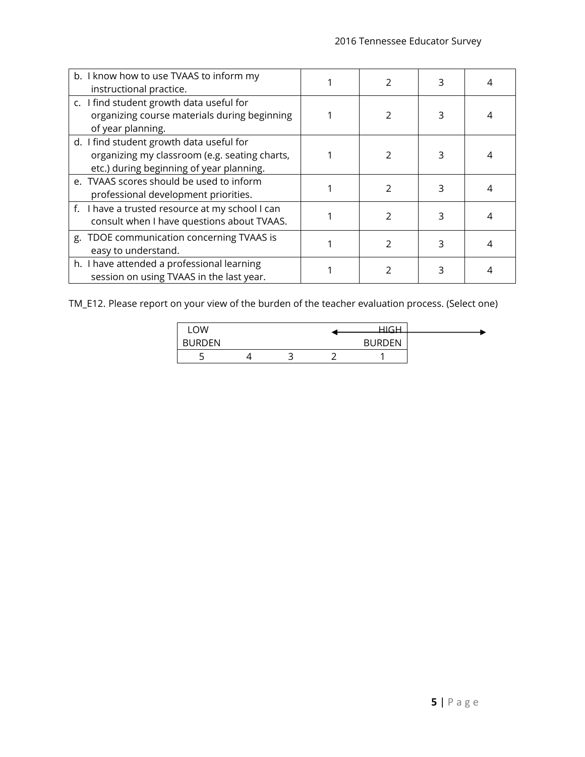| | | | | |
|---|---|---|---|---|
| b. I know how to use TVAAS to inform my instructional practice. | 1 | 2 | 3 | 4 |
| c. I find student growth data useful for organizing course materials during beginning of year planning. | 1 | 2 | 3 | 4 |
| d. I find student growth data useful for organizing my classroom (e.g. seating charts, etc.) during beginning of year planning. | 1 | 2 | 3 | 4 |
| e. TVAAS scores should be used to inform professional development priorities. | 1 | 2 | 3 | 4 |
| f. I have a trusted resource at my school I can consult when I have questions about TVAAS. | 1 | 2 | 3 | 4 |
| g. TDOE communication concerning TVAAS is easy to understand. | 1 | 2 | 3 | 4 |
| h. I have attended a professional learning session on using TVAAS in the last year. | 1 | 2 | 3 | 4 |

TM_E12. Please report on your view of the burden of the teacher evaluation process. (Select one)

| LOW BURDEN | | | | HIGH BURDEN |
|---|---|---|---|---|
| 5 | 4 | 3 | 2 | 1 |